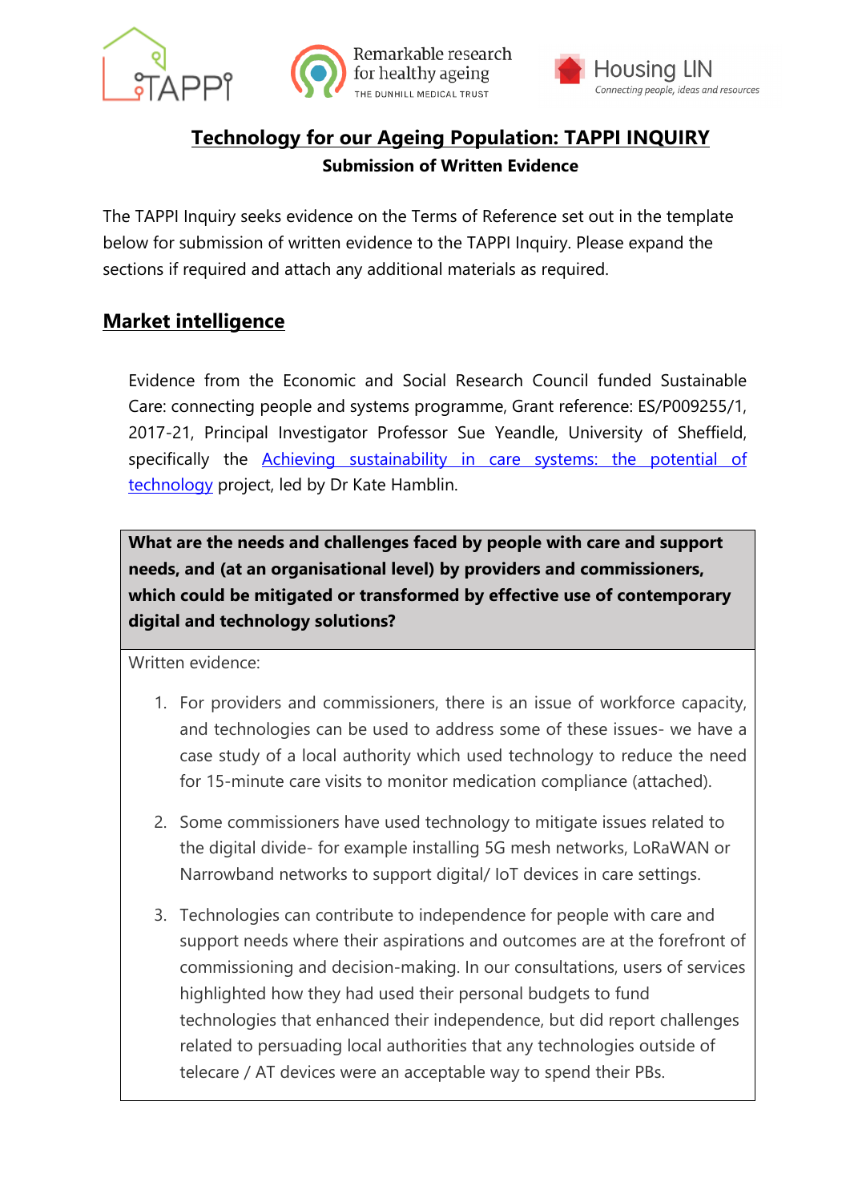# Technology for our Ageing Population: TAPPI INQUIRY

**Submission of Written Evidence**

The TAPPI Inquiry seeks evidence on the Terms of Reference set out in the template below for submission of written evidence to the TAPPI Inquiry. Please expand the sections if required and attach any additional materials as required.

## Market intelligence

Evidence from the Economic and Social Research Council funded Sustainable Care: connecting people and systems programme, Grant reference: ES/P009255/1, 2017-21, Principal Investigator Professor Sue Yeandle, University of Sheffield, specifically the Achieving sustainability in care systems: the potential of technology project, led by Dr Kate Hamblin.

| **What are the needs and challenges faced by people with care and support needs, and (at an organisational level) by providers and commissioners, which could be mitigated or transformed by effective use of contemporary digital and technology solutions?** |
| --- |
| Written evidence:<br><br>1. For providers and commissioners, there is an issue of workforce capacity, and technologies can be used to address some of these issues- we have a case study of a local authority which used technology to reduce the need for 15-minute care visits to monitor medication compliance (attached).<br>2. Some commissioners have used technology to mitigate issues related to the digital divide- for example installing 5G mesh networks, LoRaWAN or Narrowband networks to support digital/ IoT devices in care settings.<br>3. Technologies can contribute to independence for people with care and support needs where their aspirations and outcomes are at the forefront of commissioning and decision-making. In our consultations, users of services highlighted how they had used their personal budgets to fund technologies that enhanced their independence, but did report challenges related to persuading local authorities that any technologies outside of telecare / AT devices were an acceptable way to spend their PBs. |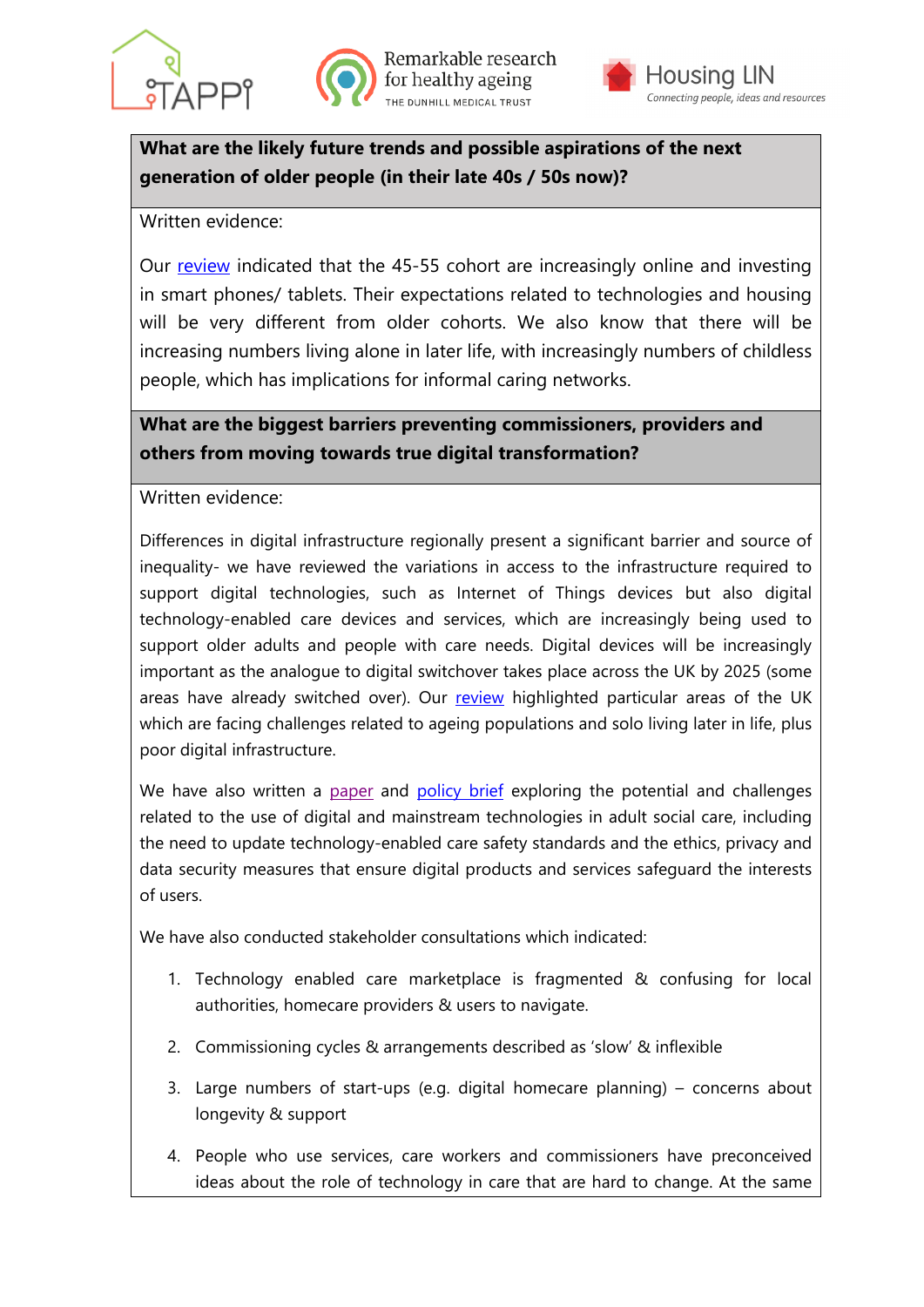**What are the likely future trends and possible aspirations of the next generation of older people (in their late 40s / 50s now)?**

Written evidence:

Our review indicated that the 45-55 cohort are increasingly online and investing in smart phones/ tablets. Their expectations related to technologies and housing will be very different from older cohorts. We also know that there will be increasing numbers living alone in later life, with increasingly numbers of childless people, which has implications for informal caring networks.

**What are the biggest barriers preventing commissioners, providers and others from moving towards true digital transformation?**

Written evidence:

Differences in digital infrastructure regionally present a significant barrier and source of inequality- we have reviewed the variations in access to the infrastructure required to support digital technologies, such as Internet of Things devices but also digital technology-enabled care devices and services, which are increasingly being used to support older adults and people with care needs. Digital devices will be increasingly important as the analogue to digital switchover takes place across the UK by 2025 (some areas have already switched over). Our review highlighted particular areas of the UK which are facing challenges related to ageing populations and solo living later in life, plus poor digital infrastructure.

We have also written a paper and policy brief exploring the potential and challenges related to the use of digital and mainstream technologies in adult social care, including the need to update technology-enabled care safety standards and the ethics, privacy and data security measures that ensure digital products and services safeguard the interests of users.

We have also conducted stakeholder consultations which indicated:

1. Technology enabled care marketplace is fragmented & confusing for local authorities, homecare providers & users to navigate.
2. Commissioning cycles & arrangements described as 'slow' & inflexible
3. Large numbers of start-ups (e.g. digital homecare planning) – concerns about longevity & support
4. People who use services, care workers and commissioners have preconceived ideas about the role of technology in care that are hard to change. At the same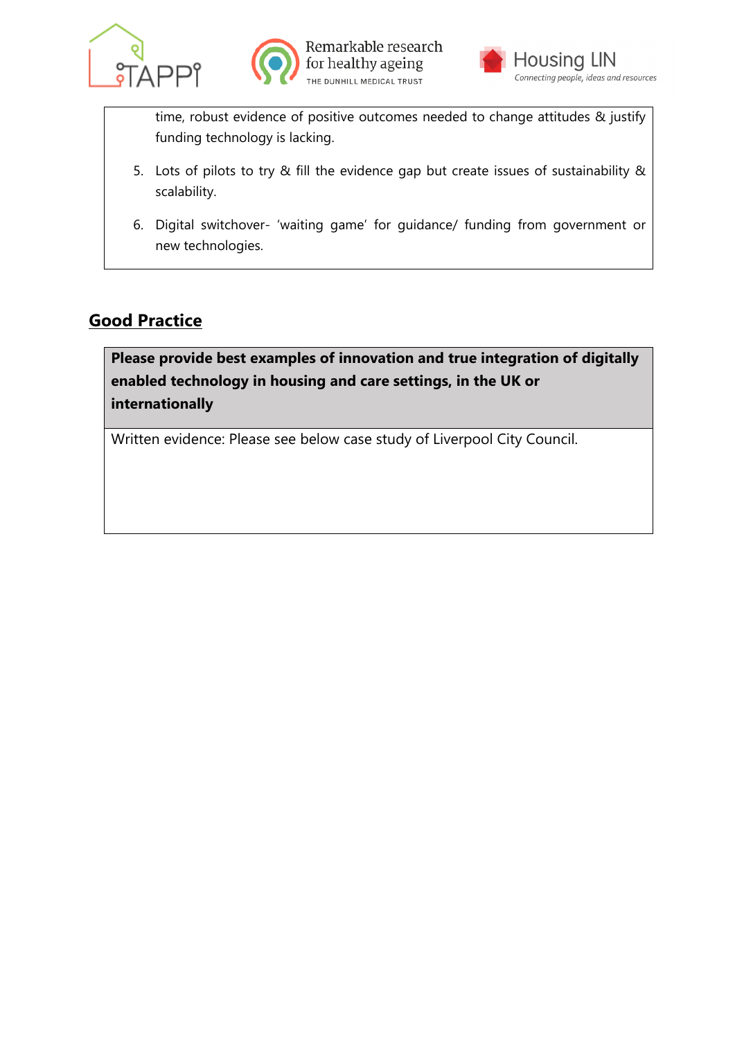time, robust evidence of positive outcomes needed to change attitudes & justify funding technology is lacking.

5. Lots of pilots to try & fill the evidence gap but create issues of sustainability & scalability.

6. Digital switchover- 'waiting game' for guidance/ funding from government or new technologies.

## Good Practice

| **Please provide best examples of innovation and true integration of digitally enabled technology in housing and care settings, in the UK or internationally** |
|---|
| Written evidence: Please see below case study of Liverpool City Council. |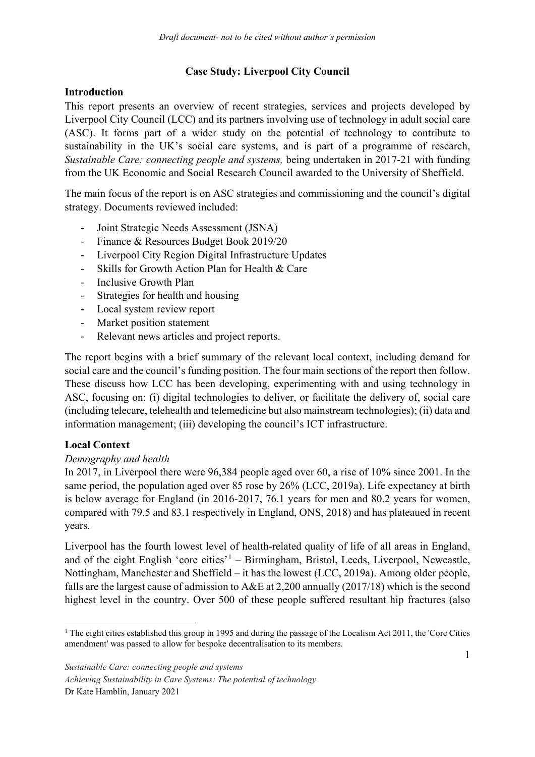## Case Study: Liverpool City Council

### Introduction

This report presents an overview of recent strategies, services and projects developed by Liverpool City Council (LCC) and its partners involving use of technology in adult social care (ASC). It forms part of a wider study on the potential of technology to contribute to sustainability in the UK's social care systems, and is part of a programme of research, *Sustainable Care: connecting people and systems,* being undertaken in 2017-21 with funding from the UK Economic and Social Research Council awarded to the University of Sheffield.

The main focus of the report is on ASC strategies and commissioning and the council's digital strategy. Documents reviewed included:

- Joint Strategic Needs Assessment (JSNA)
- Finance & Resources Budget Book 2019/20
- Liverpool City Region Digital Infrastructure Updates
- Skills for Growth Action Plan for Health & Care
- Inclusive Growth Plan
- Strategies for health and housing
- Local system review report
- Market position statement
- Relevant news articles and project reports.

The report begins with a brief summary of the relevant local context, including demand for social care and the council's funding position. The four main sections of the report then follow. These discuss how LCC has been developing, experimenting with and using technology in ASC, focusing on: (i) digital technologies to deliver, or facilitate the delivery of, social care (including telecare, telehealth and telemedicine but also mainstream technologies); (ii) data and information management; (iii) developing the council's ICT infrastructure.

### Local Context

#### *Demography and health*

In 2017, in Liverpool there were 96,384 people aged over 60, a rise of 10% since 2001. In the same period, the population aged over 85 rose by 26% (LCC, 2019a). Life expectancy at birth is below average for England (in 2016-2017, 76.1 years for men and 80.2 years for women, compared with 79.5 and 83.1 respectively in England, ONS, 2018) and has plateaued in recent years.

Liverpool has the fourth lowest level of health-related quality of life of all areas in England, and of the eight English 'core cities'[1] – Birmingham, Bristol, Leeds, Liverpool, Newcastle, Nottingham, Manchester and Sheffield – it has the lowest (LCC, 2019a). Among older people, falls are the largest cause of admission to A&E at 2,200 annually (2017/18) which is the second highest level in the country. Over 500 of these people suffered resultant hip fractures (also

[1] The eight cities established this group in 1995 and during the passage of the Localism Act 2011, the 'Core Cities amendment' was passed to allow for bespoke decentralisation to its members.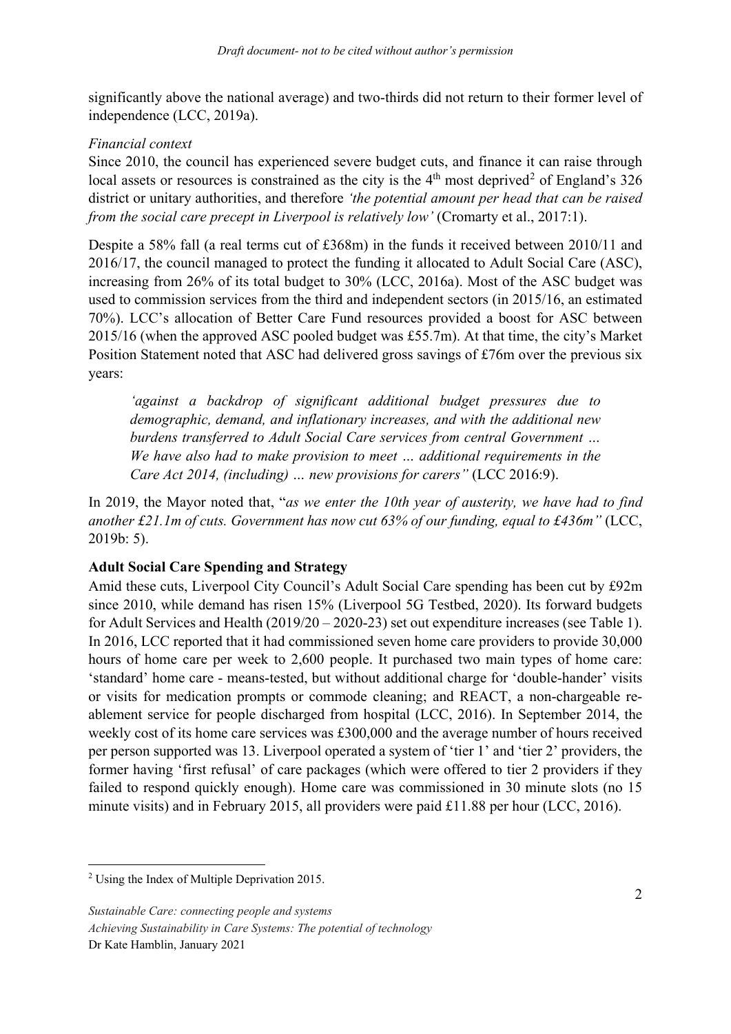significantly above the national average) and two-thirds did not return to their former level of independence (LCC, 2019a).

*Financial context*

Since 2010, the council has experienced severe budget cuts, and finance it can raise through local assets or resources is constrained as the city is the 4th most deprived[2] of England's 326 district or unitary authorities, and therefore *'the potential amount per head that can be raised from the social care precept in Liverpool is relatively low'* (Cromarty et al., 2017:1).

Despite a 58% fall (a real terms cut of £368m) in the funds it received between 2010/11 and 2016/17, the council managed to protect the funding it allocated to Adult Social Care (ASC), increasing from 26% of its total budget to 30% (LCC, 2016a). Most of the ASC budget was used to commission services from the third and independent sectors (in 2015/16, an estimated 70%). LCC's allocation of Better Care Fund resources provided a boost for ASC between 2015/16 (when the approved ASC pooled budget was £55.7m). At that time, the city's Market Position Statement noted that ASC had delivered gross savings of £76m over the previous six years:

> *'against a backdrop of significant additional budget pressures due to demographic, demand, and inflationary increases, and with the additional new burdens transferred to Adult Social Care services from central Government … We have also had to make provision to meet … additional requirements in the Care Act 2014, (including) … new provisions for carers"* (LCC 2016:9).

In 2019, the Mayor noted that, "*as we enter the 10th year of austerity, we have had to find another £21.1m of cuts. Government has now cut 63% of our funding, equal to £436m"* (LCC, 2019b: 5).

**Adult Social Care Spending and Strategy**

Amid these cuts, Liverpool City Council's Adult Social Care spending has been cut by £92m since 2010, while demand has risen 15% (Liverpool 5G Testbed, 2020). Its forward budgets for Adult Services and Health (2019/20 – 2020-23) set out expenditure increases (see Table 1). In 2016, LCC reported that it had commissioned seven home care providers to provide 30,000 hours of home care per week to 2,600 people. It purchased two main types of home care: 'standard' home care - means-tested, but without additional charge for 'double-hander' visits or visits for medication prompts or commode cleaning; and REACT, a non-chargeable re-ablement service for people discharged from hospital (LCC, 2016). In September 2014, the weekly cost of its home care services was £300,000 and the average number of hours received per person supported was 13. Liverpool operated a system of 'tier 1' and 'tier 2' providers, the former having 'first refusal' of care packages (which were offered to tier 2 providers if they failed to respond quickly enough). Home care was commissioned in 30 minute slots (no 15 minute visits) and in February 2015, all providers were paid £11.88 per hour (LCC, 2016).

[2] Using the Index of Multiple Deprivation 2015.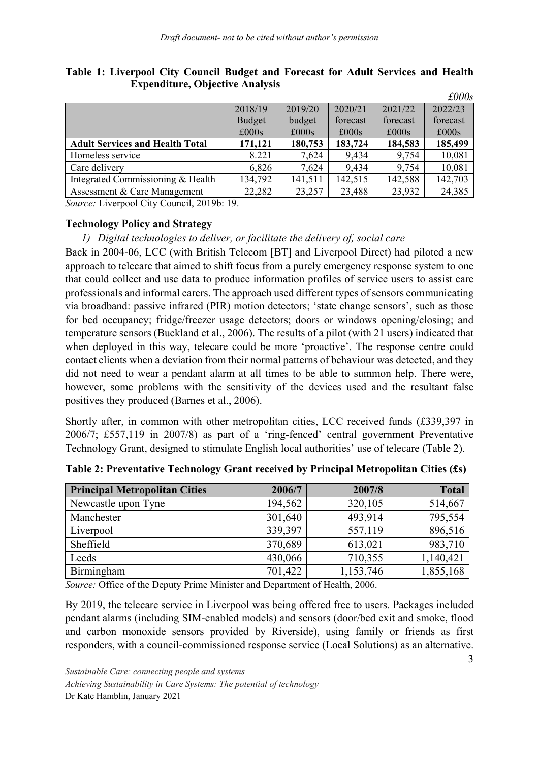**Table 1: Liverpool City Council Budget and Forecast for Adult Services and Health Expenditure, Objective Analysis**

*£000s*

| | 2018/19 Budget £000s | 2019/20 budget £000s | 2020/21 forecast £000s | 2021/22 forecast £000s | 2022/23 forecast £000s |
|---|---|---|---|---|---|
| **Adult Services and Health Total** | **171,121** | **180,753** | **183,724** | **184,583** | **185,499** |
| Homeless service | 8.221 | 7,624 | 9,434 | 9,754 | 10,081 |
| Care delivery | 6,826 | 7,624 | 9,434 | 9,754 | 10,081 |
| Integrated Commissioning & Health | 134,792 | 141,511 | 142,515 | 142,588 | 142,703 |
| Assessment & Care Management | 22,282 | 23,257 | 23,488 | 23,932 | 24,385 |

*Source:* Liverpool City Council, 2019b: 19.

### Technology Policy and Strategy

*1) Digital technologies to deliver, or facilitate the delivery of, social care*

Back in 2004-06, LCC (with British Telecom [BT] and Liverpool Direct) had piloted a new approach to telecare that aimed to shift focus from a purely emergency response system to one that could collect and use data to produce information profiles of service users to assist care professionals and informal carers. The approach used different types of sensors communicating via broadband: passive infrared (PIR) motion detectors; 'state change sensors', such as those for bed occupancy; fridge/freezer usage detectors; doors or windows opening/closing; and temperature sensors (Buckland et al., 2006). The results of a pilot (with 21 users) indicated that when deployed in this way, telecare could be more 'proactive'. The response centre could contact clients when a deviation from their normal patterns of behaviour was detected, and they did not need to wear a pendant alarm at all times to be able to summon help. There were, however, some problems with the sensitivity of the devices used and the resultant false positives they produced (Barnes et al., 2006).

Shortly after, in common with other metropolitan cities, LCC received funds (£339,397 in 2006/7; £557,119 in 2007/8) as part of a 'ring-fenced' central government Preventative Technology Grant, designed to stimulate English local authorities' use of telecare (Table 2).

**Table 2: Preventative Technology Grant received by Principal Metropolitan Cities (£s)**

| Principal Metropolitan Cities | 2006/7 | 2007/8 | Total |
|---|---|---|---|
| Newcastle upon Tyne | 194,562 | 320,105 | 514,667 |
| Manchester | 301,640 | 493,914 | 795,554 |
| Liverpool | 339,397 | 557,119 | 896,516 |
| Sheffield | 370,689 | 613,021 | 983,710 |
| Leeds | 430,066 | 710,355 | 1,140,421 |
| Birmingham | 701,422 | 1,153,746 | 1,855,168 |

*Source:* Office of the Deputy Prime Minister and Department of Health, 2006.

By 2019, the telecare service in Liverpool was being offered free to users. Packages included pendant alarms (including SIM-enabled models) and sensors (door/bed exit and smoke, flood and carbon monoxide sensors provided by Riverside), using family or friends as first responders, with a council-commissioned response service (Local Solutions) as an alternative.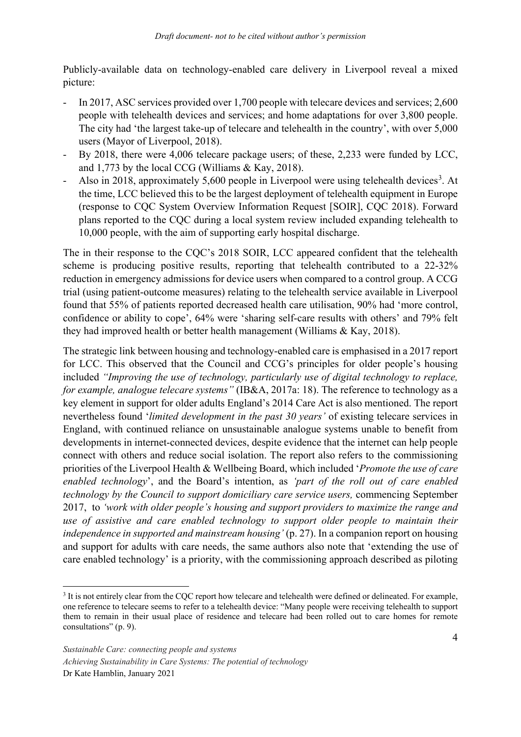Publicly-available data on technology-enabled care delivery in Liverpool reveal a mixed picture:

- In 2017, ASC services provided over 1,700 people with telecare devices and services; 2,600 people with telehealth devices and services; and home adaptations for over 3,800 people. The city had 'the largest take-up of telecare and telehealth in the country', with over 5,000 users (Mayor of Liverpool, 2018).
- By 2018, there were 4,006 telecare package users; of these, 2,233 were funded by LCC, and 1,773 by the local CCG (Williams & Kay, 2018).
- Also in 2018, approximately 5,600 people in Liverpool were using telehealth devices[3]. At the time, LCC believed this to be the largest deployment of telehealth equipment in Europe (response to CQC System Overview Information Request [SOIR], CQC 2018). Forward plans reported to the CQC during a local system review included expanding telehealth to 10,000 people, with the aim of supporting early hospital discharge.

The in their response to the CQC's 2018 SOIR, LCC appeared confident that the telehealth scheme is producing positive results, reporting that telehealth contributed to a 22-32% reduction in emergency admissions for device users when compared to a control group. A CCG trial (using patient-outcome measures) relating to the telehealth service available in Liverpool found that 55% of patients reported decreased health care utilisation, 90% had 'more control, confidence or ability to cope', 64% were 'sharing self-care results with others' and 79% felt they had improved health or better health management (Williams & Kay, 2018).

The strategic link between housing and technology-enabled care is emphasised in a 2017 report for LCC. This observed that the Council and CCG's principles for older people's housing included *"Improving the use of technology, particularly use of digital technology to replace, for example, analogue telecare systems"* (IB&A, 2017a: 18). The reference to technology as a key element in support for older adults England's 2014 Care Act is also mentioned. The report nevertheless found '*limited development in the past 30 years'* of existing telecare services in England, with continued reliance on unsustainable analogue systems unable to benefit from developments in internet-connected devices, despite evidence that the internet can help people connect with others and reduce social isolation. The report also refers to the commissioning priorities of the Liverpool Health & Wellbeing Board, which included '*Promote the use of care enabled technology*', and the Board's intention, as *'part of the roll out of care enabled technology by the Council to support domiciliary care service users,* commencing September 2017, to *'work with older people's housing and support providers to maximize the range and use of assistive and care enabled technology to support older people to maintain their independence in supported and mainstream housing'* (p. 27). In a companion report on housing and support for adults with care needs, the same authors also note that 'extending the use of care enabled technology' is a priority, with the commissioning approach described as piloting

[3] It is not entirely clear from the CQC report how telecare and telehealth were defined or delineated. For example, one reference to telecare seems to refer to a telehealth device: "Many people were receiving telehealth to support them to remain in their usual place of residence and telecare had been rolled out to care homes for remote consultations" (p. 9).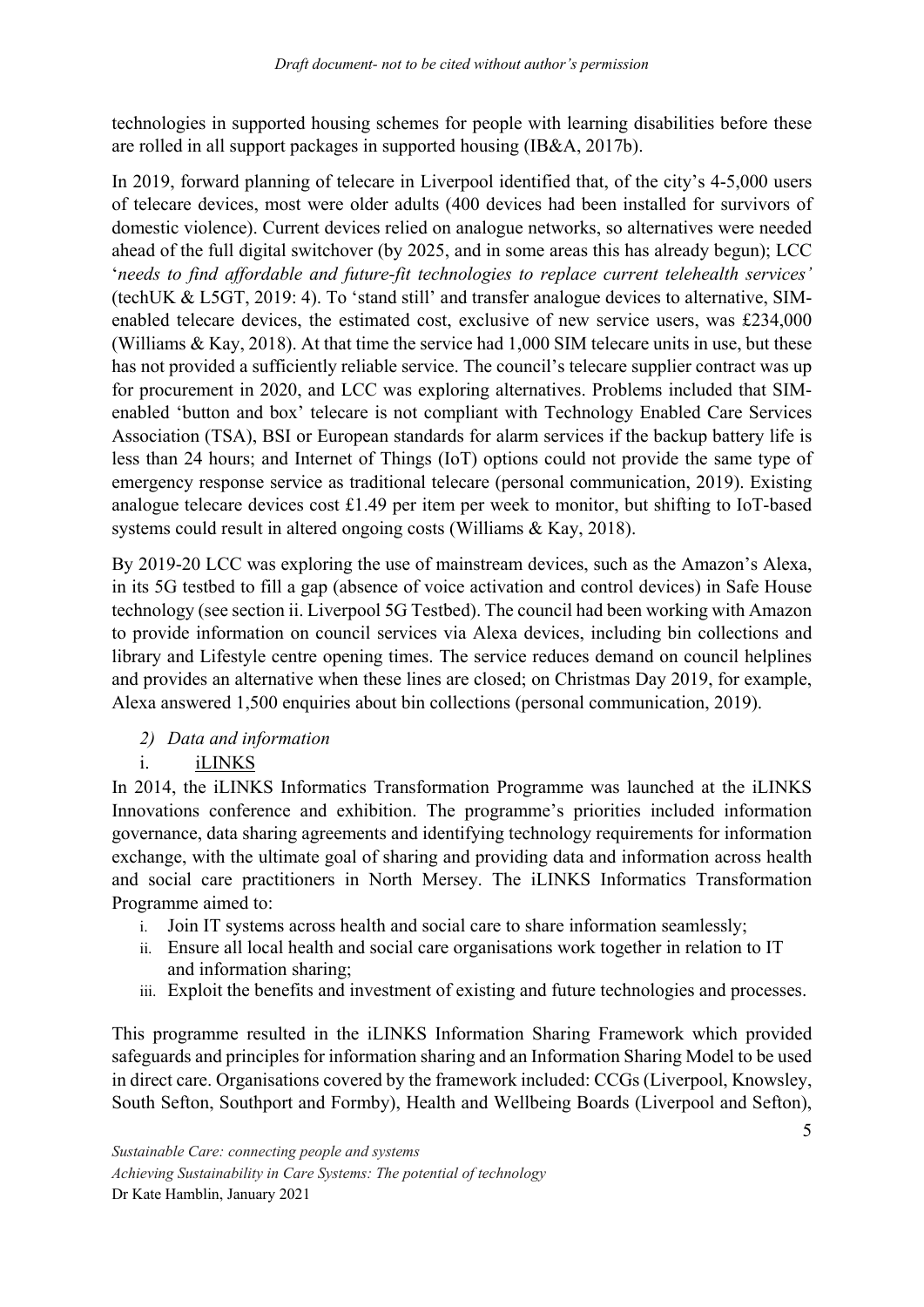technologies in supported housing schemes for people with learning disabilities before these are rolled in all support packages in supported housing (IB&A, 2017b).

In 2019, forward planning of telecare in Liverpool identified that, of the city's 4-5,000 users of telecare devices, most were older adults (400 devices had been installed for survivors of domestic violence). Current devices relied on analogue networks, so alternatives were needed ahead of the full digital switchover (by 2025, and in some areas this has already begun); LCC '*needs to find affordable and future-fit technologies to replace current telehealth services'* (techUK & L5GT, 2019: 4). To 'stand still' and transfer analogue devices to alternative, SIM-enabled telecare devices, the estimated cost, exclusive of new service users, was £234,000 (Williams & Kay, 2018). At that time the service had 1,000 SIM telecare units in use, but these has not provided a sufficiently reliable service. The council's telecare supplier contract was up for procurement in 2020, and LCC was exploring alternatives. Problems included that SIM-enabled 'button and box' telecare is not compliant with Technology Enabled Care Services Association (TSA), BSI or European standards for alarm services if the backup battery life is less than 24 hours; and Internet of Things (IoT) options could not provide the same type of emergency response service as traditional telecare (personal communication, 2019). Existing analogue telecare devices cost £1.49 per item per week to monitor, but shifting to IoT-based systems could result in altered ongoing costs (Williams & Kay, 2018).

By 2019-20 LCC was exploring the use of mainstream devices, such as the Amazon's Alexa, in its 5G testbed to fill a gap (absence of voice activation and control devices) in Safe House technology (see section ii. Liverpool 5G Testbed). The council had been working with Amazon to provide information on council services via Alexa devices, including bin collections and library and Lifestyle centre opening times. The service reduces demand on council helplines and provides an alternative when these lines are closed; on Christmas Day 2019, for example, Alexa answered 1,500 enquiries about bin collections (personal communication, 2019).

*2) Data and information*

i. iLINKS

In 2014, the iLINKS Informatics Transformation Programme was launched at the iLINKS Innovations conference and exhibition. The programme's priorities included information governance, data sharing agreements and identifying technology requirements for information exchange, with the ultimate goal of sharing and providing data and information across health and social care practitioners in North Mersey. The iLINKS Informatics Transformation Programme aimed to:

i. Join IT systems across health and social care to share information seamlessly;
ii. Ensure all local health and social care organisations work together in relation to IT and information sharing;
iii. Exploit the benefits and investment of existing and future technologies and processes.

This programme resulted in the iLINKS Information Sharing Framework which provided safeguards and principles for information sharing and an Information Sharing Model to be used in direct care. Organisations covered by the framework included: CCGs (Liverpool, Knowsley, South Sefton, Southport and Formby), Health and Wellbeing Boards (Liverpool and Sefton),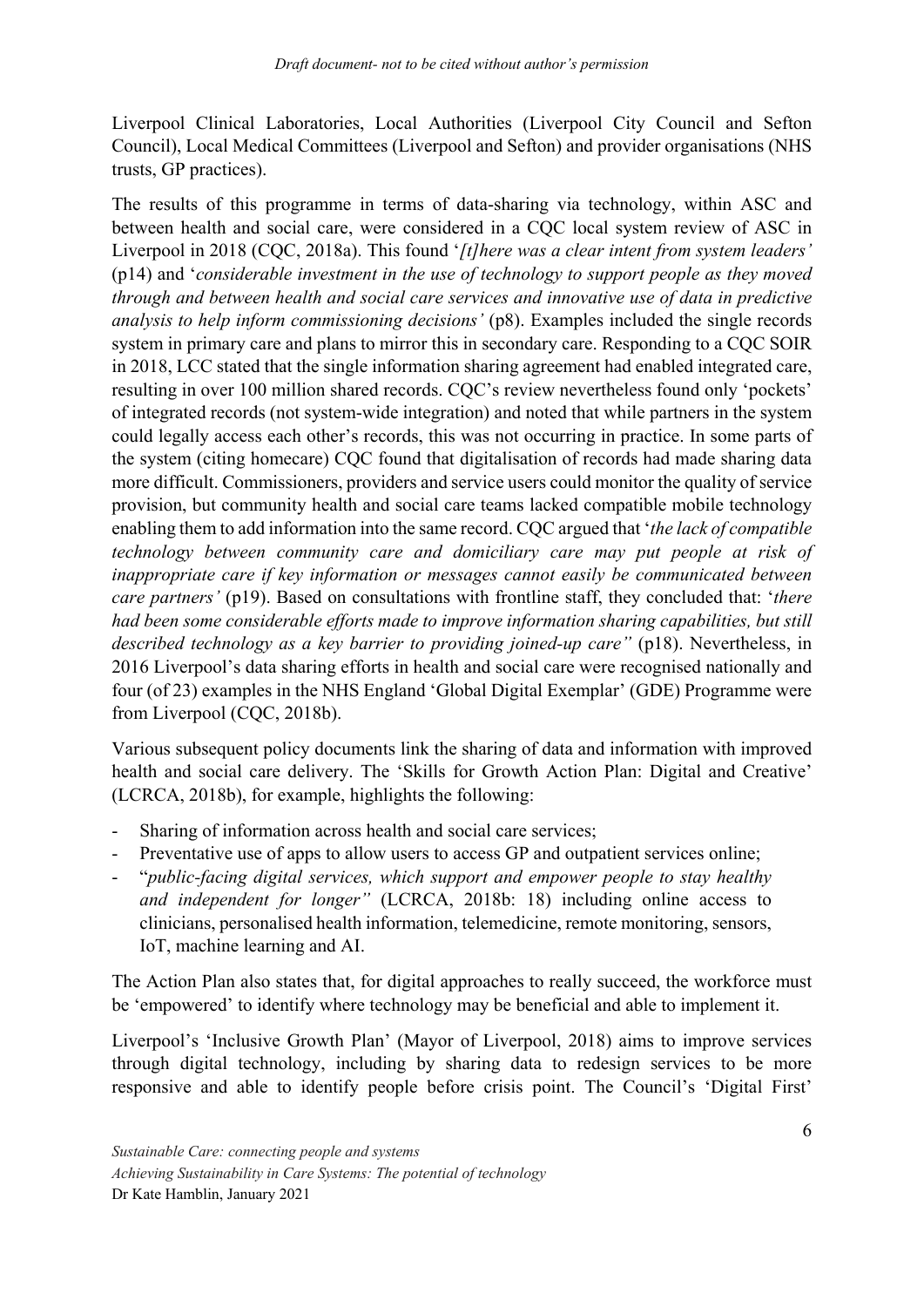Liverpool Clinical Laboratories, Local Authorities (Liverpool City Council and Sefton Council), Local Medical Committees (Liverpool and Sefton) and provider organisations (NHS trusts, GP practices).

The results of this programme in terms of data-sharing via technology, within ASC and between health and social care, were considered in a CQC local system review of ASC in Liverpool in 2018 (CQC, 2018a). This found '*[t]here was a clear intent from system leaders'* (p14) and '*considerable investment in the use of technology to support people as they moved through and between health and social care services and innovative use of data in predictive analysis to help inform commissioning decisions'* (p8). Examples included the single records system in primary care and plans to mirror this in secondary care. Responding to a CQC SOIR in 2018, LCC stated that the single information sharing agreement had enabled integrated care, resulting in over 100 million shared records. CQC's review nevertheless found only 'pockets' of integrated records (not system-wide integration) and noted that while partners in the system could legally access each other's records, this was not occurring in practice. In some parts of the system (citing homecare) CQC found that digitalisation of records had made sharing data more difficult. Commissioners, providers and service users could monitor the quality of service provision, but community health and social care teams lacked compatible mobile technology enabling them to add information into the same record. CQC argued that '*the lack of compatible technology between community care and domiciliary care may put people at risk of inappropriate care if key information or messages cannot easily be communicated between care partners'* (p19). Based on consultations with frontline staff, they concluded that: '*there had been some considerable efforts made to improve information sharing capabilities, but still described technology as a key barrier to providing joined-up care"* (p18). Nevertheless, in 2016 Liverpool's data sharing efforts in health and social care were recognised nationally and four (of 23) examples in the NHS England 'Global Digital Exemplar' (GDE) Programme were from Liverpool (CQC, 2018b).

Various subsequent policy documents link the sharing of data and information with improved health and social care delivery. The 'Skills for Growth Action Plan: Digital and Creative' (LCRCA, 2018b), for example, highlights the following:

- Sharing of information across health and social care services;
- Preventative use of apps to allow users to access GP and outpatient services online;
- "*public-facing digital services, which support and empower people to stay healthy and independent for longer"* (LCRCA, 2018b: 18) including online access to clinicians, personalised health information, telemedicine, remote monitoring, sensors, IoT, machine learning and AI.

The Action Plan also states that, for digital approaches to really succeed, the workforce must be 'empowered' to identify where technology may be beneficial and able to implement it.

Liverpool's 'Inclusive Growth Plan' (Mayor of Liverpool, 2018) aims to improve services through digital technology, including by sharing data to redesign services to be more responsive and able to identify people before crisis point. The Council's 'Digital First'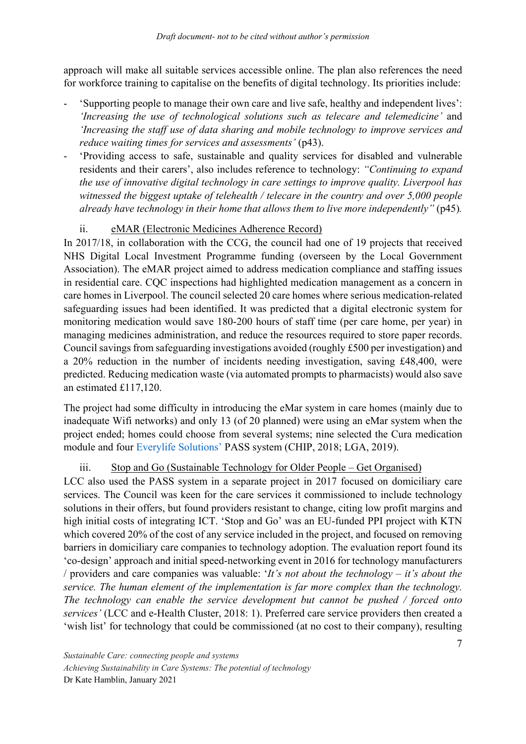approach will make all suitable services accessible online. The plan also references the need for workforce training to capitalise on the benefits of digital technology. Its priorities include:

- 'Supporting people to manage their own care and live safe, healthy and independent lives': *'Increasing the use of technological solutions such as telecare and telemedicine'* and *'Increasing the staff use of data sharing and mobile technology to improve services and reduce waiting times for services and assessments'* (p43).
- 'Providing access to safe, sustainable and quality services for disabled and vulnerable residents and their carers', also includes reference to technology: *"Continuing to expand the use of innovative digital technology in care settings to improve quality. Liverpool has witnessed the biggest uptake of telehealth / telecare in the country and over 5,000 people already have technology in their home that allows them to live more independently"* (p45).

### ii. eMAR (Electronic Medicines Adherence Record)

In 2017/18, in collaboration with the CCG, the council had one of 19 projects that received NHS Digital Local Investment Programme funding (overseen by the Local Government Association). The eMAR project aimed to address medication compliance and staffing issues in residential care. CQC inspections had highlighted medication management as a concern in care homes in Liverpool. The council selected 20 care homes where serious medication-related safeguarding issues had been identified. It was predicted that a digital electronic system for monitoring medication would save 180-200 hours of staff time (per care home, per year) in managing medicines administration, and reduce the resources required to store paper records. Council savings from safeguarding investigations avoided (roughly £500 per investigation) and a 20% reduction in the number of incidents needing investigation, saving £48,400, were predicted. Reducing medication waste (via automated prompts to pharmacists) would also save an estimated £117,120.

The project had some difficulty in introducing the eMar system in care homes (mainly due to inadequate Wifi networks) and only 13 (of 20 planned) were using an eMar system when the project ended; homes could choose from several systems; nine selected the Cura medication module and four Everylife Solutions' PASS system (CHIP, 2018; LGA, 2019).

### iii. Stop and Go (Sustainable Technology for Older People – Get Organised)

LCC also used the PASS system in a separate project in 2017 focused on domiciliary care services. The Council was keen for the care services it commissioned to include technology solutions in their offers, but found providers resistant to change, citing low profit margins and high initial costs of integrating ICT. 'Stop and Go' was an EU-funded PPI project with KTN which covered 20% of the cost of any service included in the project, and focused on removing barriers in domiciliary care companies to technology adoption. The evaluation report found its 'co-design' approach and initial speed-networking event in 2016 for technology manufacturers / providers and care companies was valuable: '*It's not about the technology – it's about the service. The human element of the implementation is far more complex than the technology. The technology can enable the service development but cannot be pushed / forced onto services'* (LCC and e-Health Cluster, 2018: 1). Preferred care service providers then created a 'wish list' for technology that could be commissioned (at no cost to their company), resulting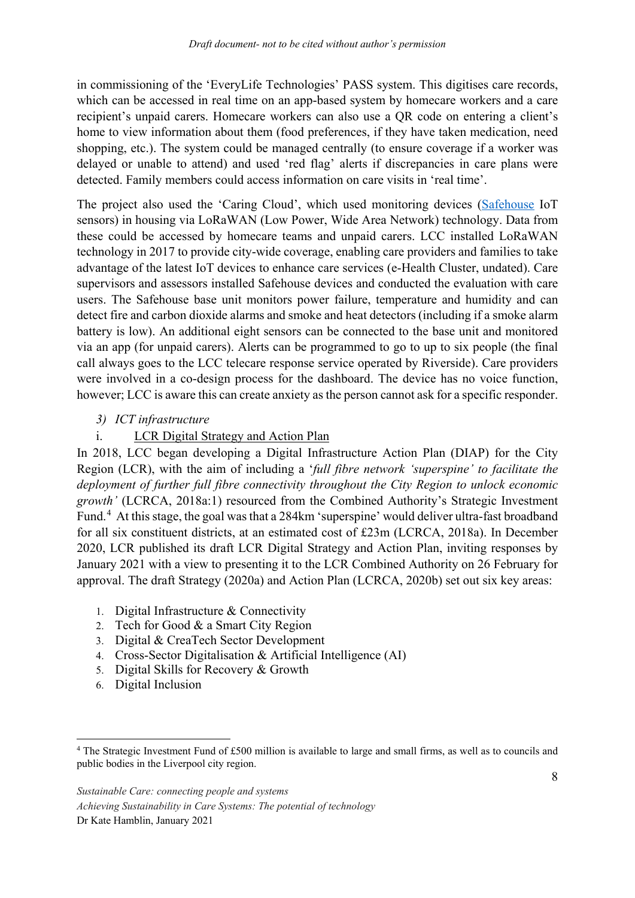in commissioning of the 'EveryLife Technologies' PASS system. This digitises care records, which can be accessed in real time on an app-based system by homecare workers and a care recipient's unpaid carers. Homecare workers can also use a QR code on entering a client's home to view information about them (food preferences, if they have taken medication, need shopping, etc.). The system could be managed centrally (to ensure coverage if a worker was delayed or unable to attend) and used 'red flag' alerts if discrepancies in care plans were detected. Family members could access information on care visits in 'real time'.

The project also used the 'Caring Cloud', which used monitoring devices (Safehouse IoT sensors) in housing via LoRaWAN (Low Power, Wide Area Network) technology. Data from these could be accessed by homecare teams and unpaid carers. LCC installed LoRaWAN technology in 2017 to provide city-wide coverage, enabling care providers and families to take advantage of the latest IoT devices to enhance care services (e-Health Cluster, undated). Care supervisors and assessors installed Safehouse devices and conducted the evaluation with care users. The Safehouse base unit monitors power failure, temperature and humidity and can detect fire and carbon dioxide alarms and smoke and heat detectors (including if a smoke alarm battery is low). An additional eight sensors can be connected to the base unit and monitored via an app (for unpaid carers). Alerts can be programmed to go to up to six people (the final call always goes to the LCC telecare response service operated by Riverside). Care providers were involved in a co-design process for the dashboard. The device has no voice function, however; LCC is aware this can create anxiety as the person cannot ask for a specific responder.

### *3) ICT infrastructure*

#### i. LCR Digital Strategy and Action Plan

In 2018, LCC began developing a Digital Infrastructure Action Plan (DIAP) for the City Region (LCR), with the aim of including a '*full fibre network 'superspine' to facilitate the deployment of further full fibre connectivity throughout the City Region to unlock economic growth'* (LCRCA, 2018a:1) resourced from the Combined Authority's Strategic Investment Fund.[4] At this stage, the goal was that a 284km 'superspine' would deliver ultra-fast broadband for all six constituent districts, at an estimated cost of £23m (LCRCA, 2018a). In December 2020, LCR published its draft LCR Digital Strategy and Action Plan, inviting responses by January 2021 with a view to presenting it to the LCR Combined Authority on 26 February for approval. The draft Strategy (2020a) and Action Plan (LCRCA, 2020b) set out six key areas:

1. Digital Infrastructure & Connectivity
2. Tech for Good & a Smart City Region
3. Digital & CreaTech Sector Development
4. Cross-Sector Digitalisation & Artificial Intelligence (AI)
5. Digital Skills for Recovery & Growth
6. Digital Inclusion

[4] The Strategic Investment Fund of £500 million is available to large and small firms, as well as to councils and public bodies in the Liverpool city region.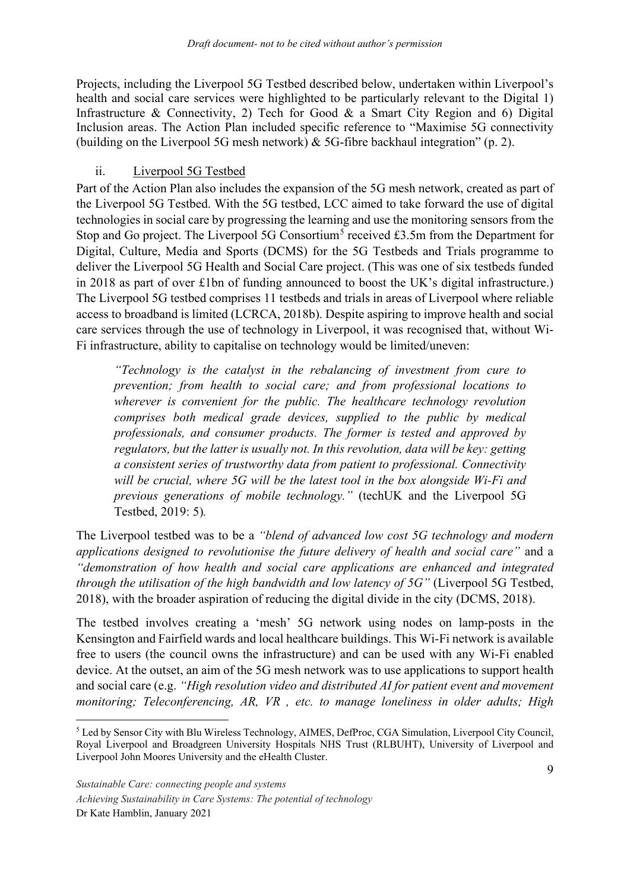Projects, including the Liverpool 5G Testbed described below, undertaken within Liverpool's health and social care services were highlighted to be particularly relevant to the Digital 1) Infrastructure & Connectivity, 2) Tech for Good & a Smart City Region and 6) Digital Inclusion areas. The Action Plan included specific reference to "Maximise 5G connectivity (building on the Liverpool 5G mesh network) & 5G-fibre backhaul integration" (p. 2).

ii. Liverpool 5G Testbed

Part of the Action Plan also includes the expansion of the 5G mesh network, created as part of the Liverpool 5G Testbed. With the 5G testbed, LCC aimed to take forward the use of digital technologies in social care by progressing the learning and use the monitoring sensors from the Stop and Go project. The Liverpool 5G Consortium[5] received £3.5m from the Department for Digital, Culture, Media and Sports (DCMS) for the 5G Testbeds and Trials programme to deliver the Liverpool 5G Health and Social Care project. (This was one of six testbeds funded in 2018 as part of over £1bn of funding announced to boost the UK's digital infrastructure.) The Liverpool 5G testbed comprises 11 testbeds and trials in areas of Liverpool where reliable access to broadband is limited (LCRCA, 2018b). Despite aspiring to improve health and social care services through the use of technology in Liverpool, it was recognised that, without Wi-Fi infrastructure, ability to capitalise on technology would be limited/uneven:

> *"Technology is the catalyst in the rebalancing of investment from cure to prevention; from health to social care; and from professional locations to wherever is convenient for the public. The healthcare technology revolution comprises both medical grade devices, supplied to the public by medical professionals, and consumer products. The former is tested and approved by regulators, but the latter is usually not. In this revolution, data will be key: getting a consistent series of trustworthy data from patient to professional. Connectivity will be crucial, where 5G will be the latest tool in the box alongside Wi-Fi and previous generations of mobile technology."* (techUK and the Liverpool 5G Testbed, 2019: 5).

The Liverpool testbed was to be a *"blend of advanced low cost 5G technology and modern applications designed to revolutionise the future delivery of health and social care"* and a *"demonstration of how health and social care applications are enhanced and integrated through the utilisation of the high bandwidth and low latency of 5G"* (Liverpool 5G Testbed, 2018), with the broader aspiration of reducing the digital divide in the city (DCMS, 2018).

The testbed involves creating a 'mesh' 5G network using nodes on lamp-posts in the Kensington and Fairfield wards and local healthcare buildings. This Wi-Fi network is available free to users (the council owns the infrastructure) and can be used with any Wi-Fi enabled device. At the outset, an aim of the 5G mesh network was to use applications to support health and social care (e.g. *"High resolution video and distributed AI for patient event and movement monitoring; Teleconferencing, AR, VR , etc. to manage loneliness in older adults; High*

[5] Led by Sensor City with Blu Wireless Technology, AIMES, DefProc, CGA Simulation, Liverpool City Council, Royal Liverpool and Broadgreen University Hospitals NHS Trust (RLBUHT), University of Liverpool and Liverpool John Moores University and the eHealth Cluster.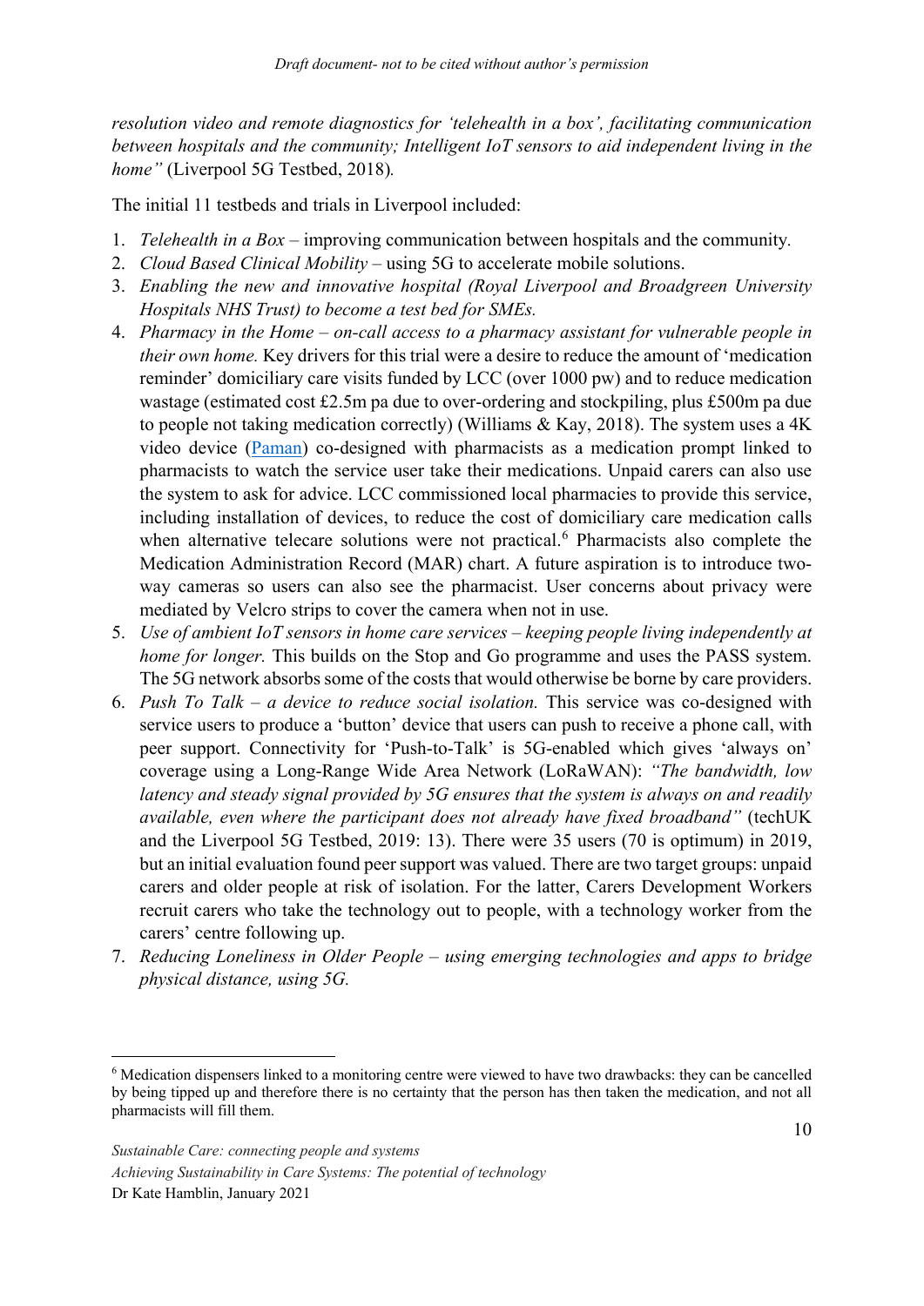*resolution video and remote diagnostics for 'telehealth in a box', facilitating communication between hospitals and the community; Intelligent IoT sensors to aid independent living in the home"* (Liverpool 5G Testbed, 2018).

The initial 11 testbeds and trials in Liverpool included:

1. *Telehealth in a Box* – improving communication between hospitals and the community.
2. *Cloud Based Clinical Mobility* – using 5G to accelerate mobile solutions.
3. *Enabling the new and innovative hospital (Royal Liverpool and Broadgreen University Hospitals NHS Trust) to become a test bed for SMEs.*
4. *Pharmacy in the Home – on-call access to a pharmacy assistant for vulnerable people in their own home.* Key drivers for this trial were a desire to reduce the amount of 'medication reminder' domiciliary care visits funded by LCC (over 1000 pw) and to reduce medication wastage (estimated cost £2.5m pa due to over-ordering and stockpiling, plus £500m pa due to people not taking medication correctly) (Williams & Kay, 2018). The system uses a 4K video device (Paman) co-designed with pharmacists as a medication prompt linked to pharmacists to watch the service user take their medications. Unpaid carers can also use the system to ask for advice. LCC commissioned local pharmacies to provide this service, including installation of devices, to reduce the cost of domiciliary care medication calls when alternative telecare solutions were not practical.[6] Pharmacists also complete the Medication Administration Record (MAR) chart. A future aspiration is to introduce two-way cameras so users can also see the pharmacist. User concerns about privacy were mediated by Velcro strips to cover the camera when not in use.
5. *Use of ambient IoT sensors in home care services – keeping people living independently at home for longer.* This builds on the Stop and Go programme and uses the PASS system. The 5G network absorbs some of the costs that would otherwise be borne by care providers.
6. *Push To Talk – a device to reduce social isolation.* This service was co-designed with service users to produce a 'button' device that users can push to receive a phone call, with peer support. Connectivity for 'Push-to-Talk' is 5G-enabled which gives 'always on' coverage using a Long-Range Wide Area Network (LoRaWAN): *"The bandwidth, low latency and steady signal provided by 5G ensures that the system is always on and readily available, even where the participant does not already have fixed broadband"* (techUK and the Liverpool 5G Testbed, 2019: 13). There were 35 users (70 is optimum) in 2019, but an initial evaluation found peer support was valued. There are two target groups: unpaid carers and older people at risk of isolation. For the latter, Carers Development Workers recruit carers who take the technology out to people, with a technology worker from the carers' centre following up.
7. *Reducing Loneliness in Older People – using emerging technologies and apps to bridge physical distance, using 5G.*

[6] Medication dispensers linked to a monitoring centre were viewed to have two drawbacks: they can be cancelled by being tipped up and therefore there is no certainty that the person has then taken the medication, and not all pharmacists will fill them.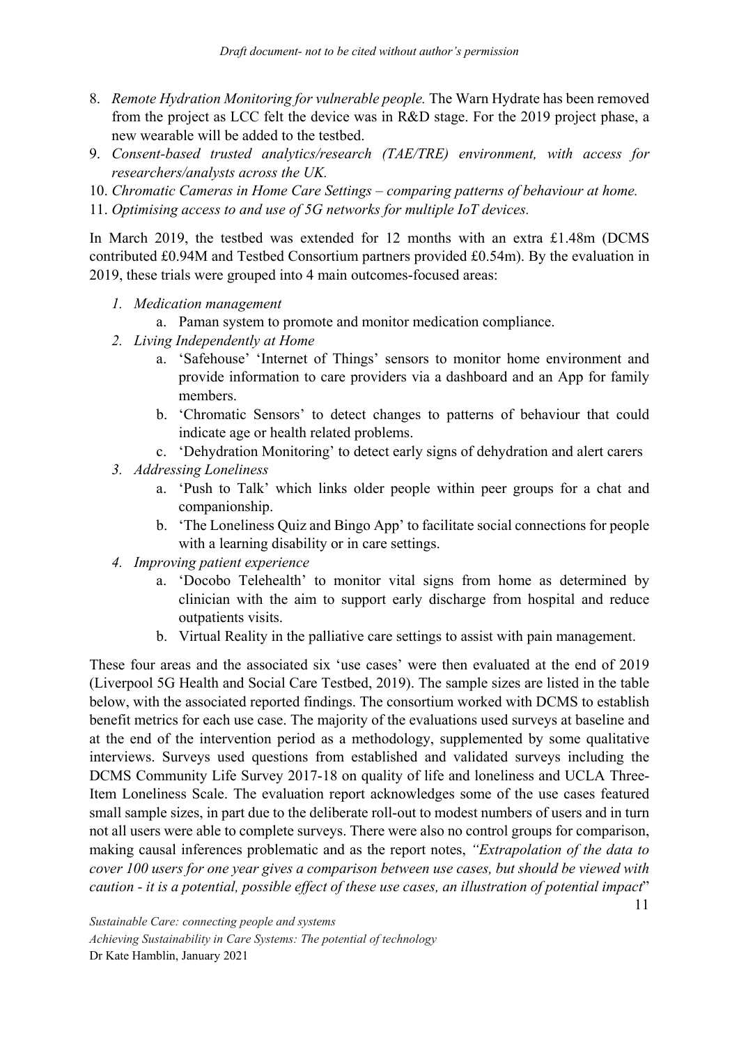8. *Remote Hydration Monitoring for vulnerable people.* The Warn Hydrate has been removed from the project as LCC felt the device was in R&D stage. For the 2019 project phase, a new wearable will be added to the testbed.
9. *Consent-based trusted analytics/research (TAE/TRE) environment, with access for researchers/analysts across the UK.*
10. *Chromatic Cameras in Home Care Settings – comparing patterns of behaviour at home.*
11. *Optimising access to and use of 5G networks for multiple IoT devices.*

In March 2019, the testbed was extended for 12 months with an extra £1.48m (DCMS contributed £0.94M and Testbed Consortium partners provided £0.54m). By the evaluation in 2019, these trials were grouped into 4 main outcomes-focused areas:

1. *Medication management*
   a. Paman system to promote and monitor medication compliance.
2. *Living Independently at Home*
   a. 'Safehouse' 'Internet of Things' sensors to monitor home environment and provide information to care providers via a dashboard and an App for family members.
   b. 'Chromatic Sensors' to detect changes to patterns of behaviour that could indicate age or health related problems.
   c. 'Dehydration Monitoring' to detect early signs of dehydration and alert carers
3. *Addressing Loneliness*
   a. 'Push to Talk' which links older people within peer groups for a chat and companionship.
   b. 'The Loneliness Quiz and Bingo App' to facilitate social connections for people with a learning disability or in care settings.
4. *Improving patient experience*
   a. 'Docobo Telehealth' to monitor vital signs from home as determined by clinician with the aim to support early discharge from hospital and reduce outpatients visits.
   b. Virtual Reality in the palliative care settings to assist with pain management.

These four areas and the associated six 'use cases' were then evaluated at the end of 2019 (Liverpool 5G Health and Social Care Testbed, 2019). The sample sizes are listed in the table below, with the associated reported findings. The consortium worked with DCMS to establish benefit metrics for each use case. The majority of the evaluations used surveys at baseline and at the end of the intervention period as a methodology, supplemented by some qualitative interviews. Surveys used questions from established and validated surveys including the DCMS Community Life Survey 2017-18 on quality of life and loneliness and UCLA Three-Item Loneliness Scale. The evaluation report acknowledges some of the use cases featured small sample sizes, in part due to the deliberate roll-out to modest numbers of users and in turn not all users were able to complete surveys. There were also no control groups for comparison, making causal inferences problematic and as the report notes, *"Extrapolation of the data to cover 100 users for one year gives a comparison between use cases, but should be viewed with caution - it is a potential, possible effect of these use cases, an illustration of potential impact*"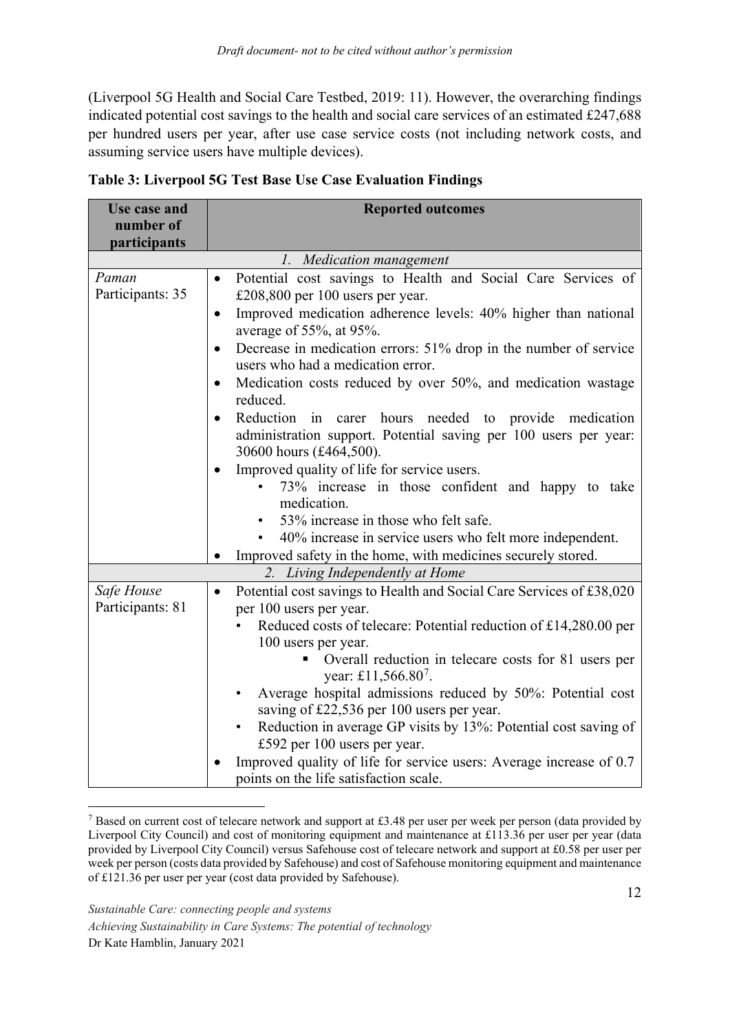(Liverpool 5G Health and Social Care Testbed, 2019: 11). However, the overarching findings indicated potential cost savings to the health and social care services of an estimated £247,688 per hundred users per year, after use case service costs (not including network costs, and assuming service users have multiple devices).

**Table 3: Liverpool 5G Test Base Use Case Evaluation Findings**

| Use case and number of participants | Reported outcomes |
|---|---|
| | *1. Medication management* |
| *Paman* Participants: 35 | • Potential cost savings to Health and Social Care Services of £208,800 per 100 users per year. <br>• Improved medication adherence levels: 40% higher than national average of 55%, at 95%. <br>• Decrease in medication errors: 51% drop in the number of service users who had a medication error. <br>• Medication costs reduced by over 50%, and medication wastage reduced. <br>• Reduction in carer hours needed to provide medication administration support. Potential saving per 100 users per year: 30600 hours (£464,500). <br>• Improved quality of life for service users. <br>&nbsp;&nbsp;&nbsp;&nbsp;• 73% increase in those confident and happy to take medication. <br>&nbsp;&nbsp;&nbsp;&nbsp;• 53% increase in those who felt safe. <br>&nbsp;&nbsp;&nbsp;&nbsp;• 40% increase in service users who felt more independent. <br>• Improved safety in the home, with medicines securely stored. |
| | *2. Living Independently at Home* |
| *Safe House* Participants: 81 | • Potential cost savings to Health and Social Care Services of £38,020 per 100 users per year. <br>&nbsp;&nbsp;&nbsp;&nbsp;• Reduced costs of telecare: Potential reduction of £14,280.00 per 100 users per year. <br>&nbsp;&nbsp;&nbsp;&nbsp;&nbsp;&nbsp;&nbsp;&nbsp;▪ Overall reduction in telecare costs for 81 users per year: £11,566.80[7]. <br>&nbsp;&nbsp;&nbsp;&nbsp;• Average hospital admissions reduced by 50%: Potential cost saving of £22,536 per 100 users per year. <br>&nbsp;&nbsp;&nbsp;&nbsp;• Reduction in average GP visits by 13%: Potential cost saving of £592 per 100 users per year. <br>• Improved quality of life for service users: Average increase of 0.7 points on the life satisfaction scale. |

[7] Based on current cost of telecare network and support at £3.48 per user per week per person (data provided by Liverpool City Council) and cost of monitoring equipment and maintenance at £113.36 per user per year (data provided by Liverpool City Council) versus Safehouse cost of telecare network and support at £0.58 per user per week per person (costs data provided by Safehouse) and cost of Safehouse monitoring equipment and maintenance of £121.36 per user per year (cost data provided by Safehouse).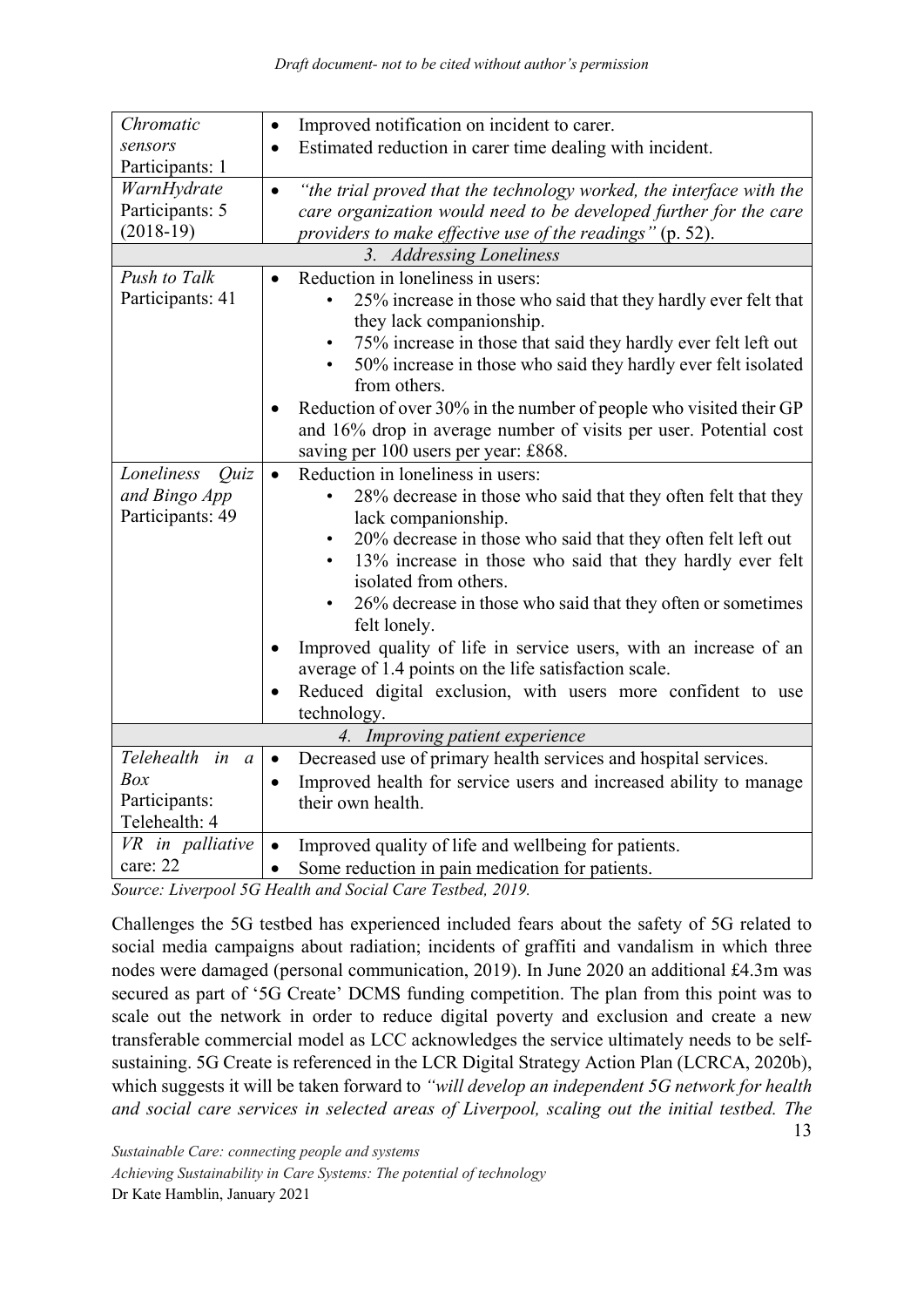| | |
|---|---|
| *Chromatic sensors* Participants: 1 | • Improved notification on incident to carer. • Estimated reduction in carer time dealing with incident. |
| *WarnHydrate* Participants: 5 (2018-19) | • *"the trial proved that the technology worked, the interface with the care organization would need to be developed further for the care providers to make effective use of the readings"* (p. 52). |
| *3. Addressing Loneliness* | |
| *Push to Talk* Participants: 41 | • Reduction in loneliness in users: ◦ 25% increase in those who said that they hardly ever felt that they lack companionship. ◦ 75% increase in those that said they hardly ever felt left out ◦ 50% increase in those who said they hardly ever felt isolated from others. • Reduction of over 30% in the number of people who visited their GP and 16% drop in average number of visits per user. Potential cost saving per 100 users per year: £868. |
| *Loneliness Quiz and Bingo App* Participants: 49 | • Reduction in loneliness in users: ◦ 28% decrease in those who said that they often felt that they lack companionship. ◦ 20% decrease in those who said that they often felt left out ◦ 13% increase in those who said that they hardly ever felt isolated from others. ◦ 26% decrease in those who said that they often or sometimes felt lonely. • Improved quality of life in service users, with an increase of an average of 1.4 points on the life satisfaction scale. • Reduced digital exclusion, with users more confident to use technology. |
| *4. Improving patient experience* | |
| *Telehealth in a Box* Participants: Telehealth: 4 | • Decreased use of primary health services and hospital services. • Improved health for service users and increased ability to manage their own health. |
| *VR in palliative* care: 22 | • Improved quality of life and wellbeing for patients. • Some reduction in pain medication for patients. |

*Source: Liverpool 5G Health and Social Care Testbed, 2019.*

Challenges the 5G testbed has experienced included fears about the safety of 5G related to social media campaigns about radiation; incidents of graffiti and vandalism in which three nodes were damaged (personal communication, 2019). In June 2020 an additional £4.3m was secured as part of '5G Create' DCMS funding competition. The plan from this point was to scale out the network in order to reduce digital poverty and exclusion and create a new transferable commercial model as LCC acknowledges the service ultimately needs to be self-sustaining. 5G Create is referenced in the LCR Digital Strategy Action Plan (LCRCA, 2020b), which suggests it will be taken forward to *"will develop an independent 5G network for health and social care services in selected areas of Liverpool, scaling out the initial testbed. The*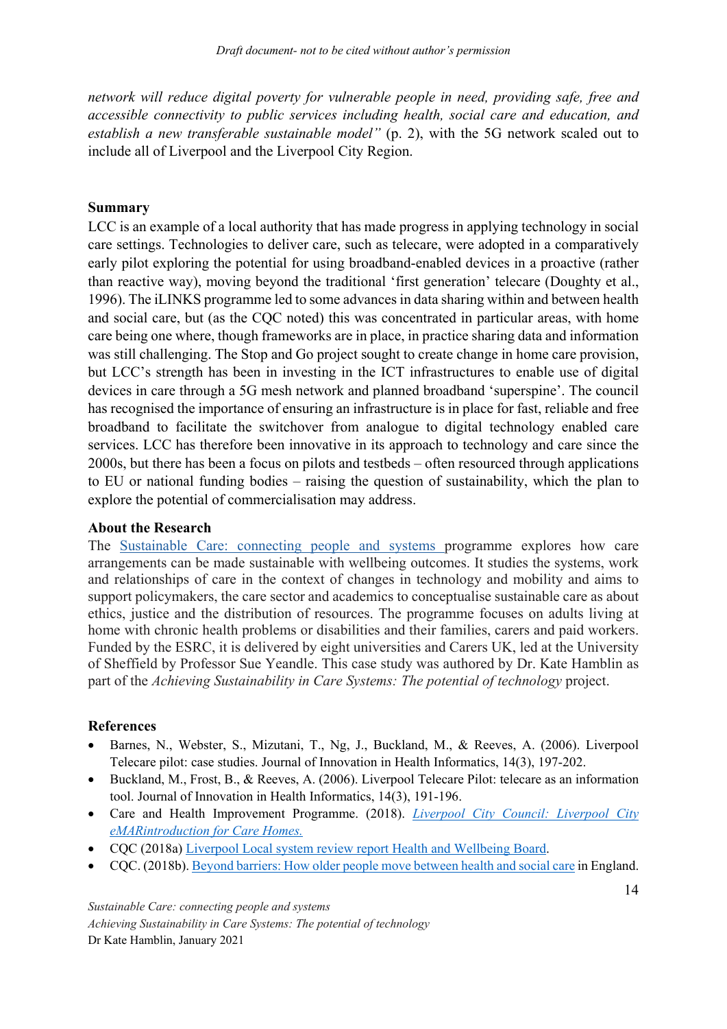*network will reduce digital poverty for vulnerable people in need, providing safe, free and accessible connectivity to public services including health, social care and education, and establish a new transferable sustainable model"* (p. 2), with the 5G network scaled out to include all of Liverpool and the Liverpool City Region.

**Summary**

LCC is an example of a local authority that has made progress in applying technology in social care settings. Technologies to deliver care, such as telecare, were adopted in a comparatively early pilot exploring the potential for using broadband-enabled devices in a proactive (rather than reactive way), moving beyond the traditional 'first generation' telecare (Doughty et al., 1996). The iLINKS programme led to some advances in data sharing within and between health and social care, but (as the CQC noted) this was concentrated in particular areas, with home care being one where, though frameworks are in place, in practice sharing data and information was still challenging. The Stop and Go project sought to create change in home care provision, but LCC's strength has been in investing in the ICT infrastructures to enable use of digital devices in care through a 5G mesh network and planned broadband 'superspine'. The council has recognised the importance of ensuring an infrastructure is in place for fast, reliable and free broadband to facilitate the switchover from analogue to digital technology enabled care services. LCC has therefore been innovative in its approach to technology and care since the 2000s, but there has been a focus on pilots and testbeds – often resourced through applications to EU or national funding bodies – raising the question of sustainability, which the plan to explore the potential of commercialisation may address.

**About the Research**

The Sustainable Care: connecting people and systems programme explores how care arrangements can be made sustainable with wellbeing outcomes. It studies the systems, work and relationships of care in the context of changes in technology and mobility and aims to support policymakers, the care sector and academics to conceptualise sustainable care as about ethics, justice and the distribution of resources. The programme focuses on adults living at home with chronic health problems or disabilities and their families, carers and paid workers. Funded by the ESRC, it is delivered by eight universities and Carers UK, led at the University of Sheffield by Professor Sue Yeandle. This case study was authored by Dr. Kate Hamblin as part of the *Achieving Sustainability in Care Systems: The potential of technology* project.

**References**

- Barnes, N., Webster, S., Mizutani, T., Ng, J., Buckland, M., & Reeves, A. (2006). Liverpool Telecare pilot: case studies. Journal of Innovation in Health Informatics, 14(3), 197-202.
- Buckland, M., Frost, B., & Reeves, A. (2006). Liverpool Telecare Pilot: telecare as an information tool. Journal of Innovation in Health Informatics, 14(3), 191-196.
- Care and Health Improvement Programme. (2018). *Liverpool City Council: Liverpool City eMARintroduction for Care Homes.*
- CQC (2018a) Liverpool Local system review report Health and Wellbeing Board.
- CQC. (2018b). Beyond barriers: How older people move between health and social care in England.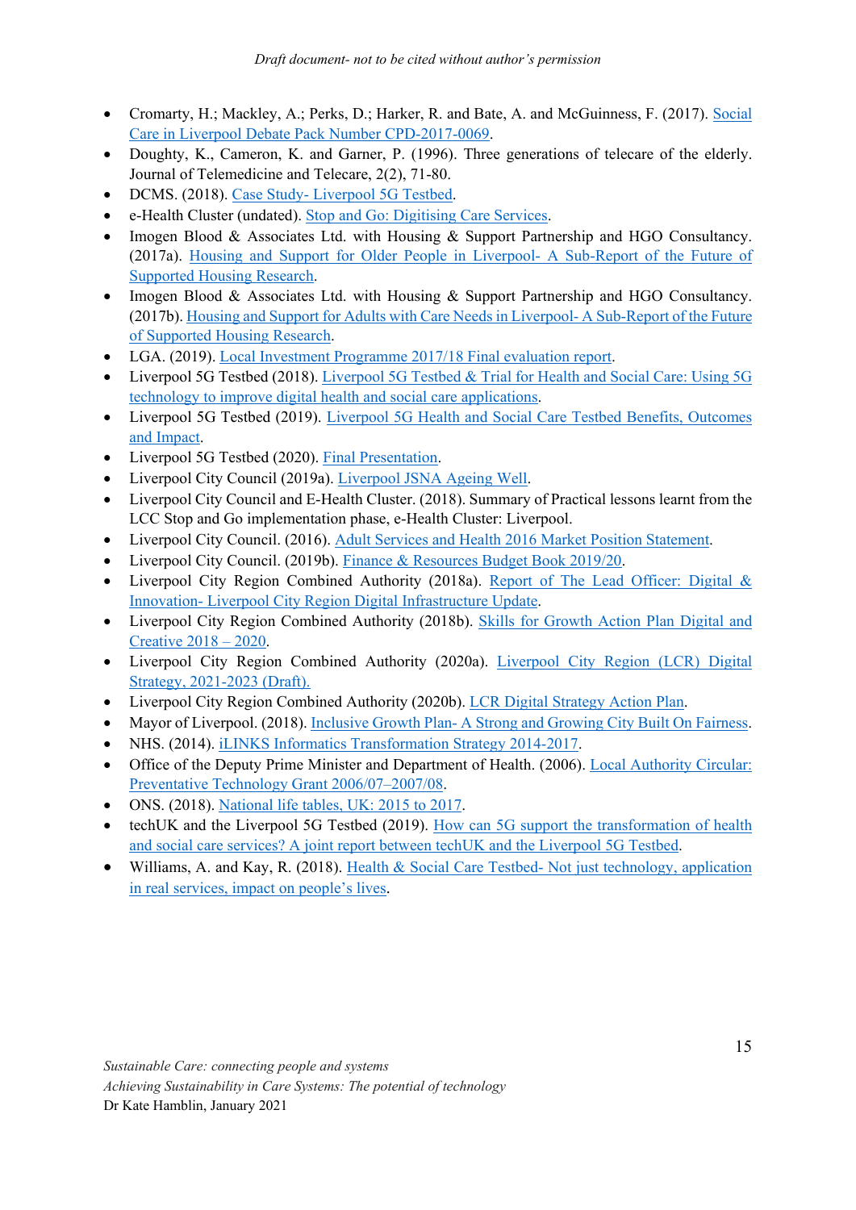- Cromarty, H.; Mackley, A.; Perks, D.; Harker, R. and Bate, A. and McGuinness, F. (2017). Social Care in Liverpool Debate Pack Number CPD-2017-0069.
- Doughty, K., Cameron, K. and Garner, P. (1996). Three generations of telecare of the elderly. Journal of Telemedicine and Telecare, 2(2), 71-80.
- DCMS. (2018). Case Study- Liverpool 5G Testbed.
- e-Health Cluster (undated). Stop and Go: Digitising Care Services.
- Imogen Blood & Associates Ltd. with Housing & Support Partnership and HGO Consultancy. (2017a). Housing and Support for Older People in Liverpool- A Sub-Report of the Future of Supported Housing Research.
- Imogen Blood & Associates Ltd. with Housing & Support Partnership and HGO Consultancy. (2017b). Housing and Support for Adults with Care Needs in Liverpool- A Sub-Report of the Future of Supported Housing Research.
- LGA. (2019). Local Investment Programme 2017/18 Final evaluation report.
- Liverpool 5G Testbed (2018). Liverpool 5G Testbed & Trial for Health and Social Care: Using 5G technology to improve digital health and social care applications.
- Liverpool 5G Testbed (2019). Liverpool 5G Health and Social Care Testbed Benefits, Outcomes and Impact.
- Liverpool 5G Testbed (2020). Final Presentation.
- Liverpool City Council (2019a). Liverpool JSNA Ageing Well.
- Liverpool City Council and E-Health Cluster. (2018). Summary of Practical lessons learnt from the LCC Stop and Go implementation phase, e-Health Cluster: Liverpool.
- Liverpool City Council. (2016). Adult Services and Health 2016 Market Position Statement.
- Liverpool City Council. (2019b). Finance & Resources Budget Book 2019/20.
- Liverpool City Region Combined Authority (2018a). Report of The Lead Officer: Digital & Innovation- Liverpool City Region Digital Infrastructure Update.
- Liverpool City Region Combined Authority (2018b). Skills for Growth Action Plan Digital and Creative 2018 – 2020.
- Liverpool City Region Combined Authority (2020a). Liverpool City Region (LCR) Digital Strategy, 2021-2023 (Draft).
- Liverpool City Region Combined Authority (2020b). LCR Digital Strategy Action Plan.
- Mayor of Liverpool. (2018). Inclusive Growth Plan- A Strong and Growing City Built On Fairness.
- NHS. (2014). iLINKS Informatics Transformation Strategy 2014-2017.
- Office of the Deputy Prime Minister and Department of Health. (2006). Local Authority Circular: Preventative Technology Grant 2006/07–2007/08.
- ONS. (2018). National life tables, UK: 2015 to 2017.
- techUK and the Liverpool 5G Testbed (2019). How can 5G support the transformation of health and social care services? A joint report between techUK and the Liverpool 5G Testbed.
- Williams, A. and Kay, R. (2018). Health & Social Care Testbed- Not just technology, application in real services, impact on people's lives.